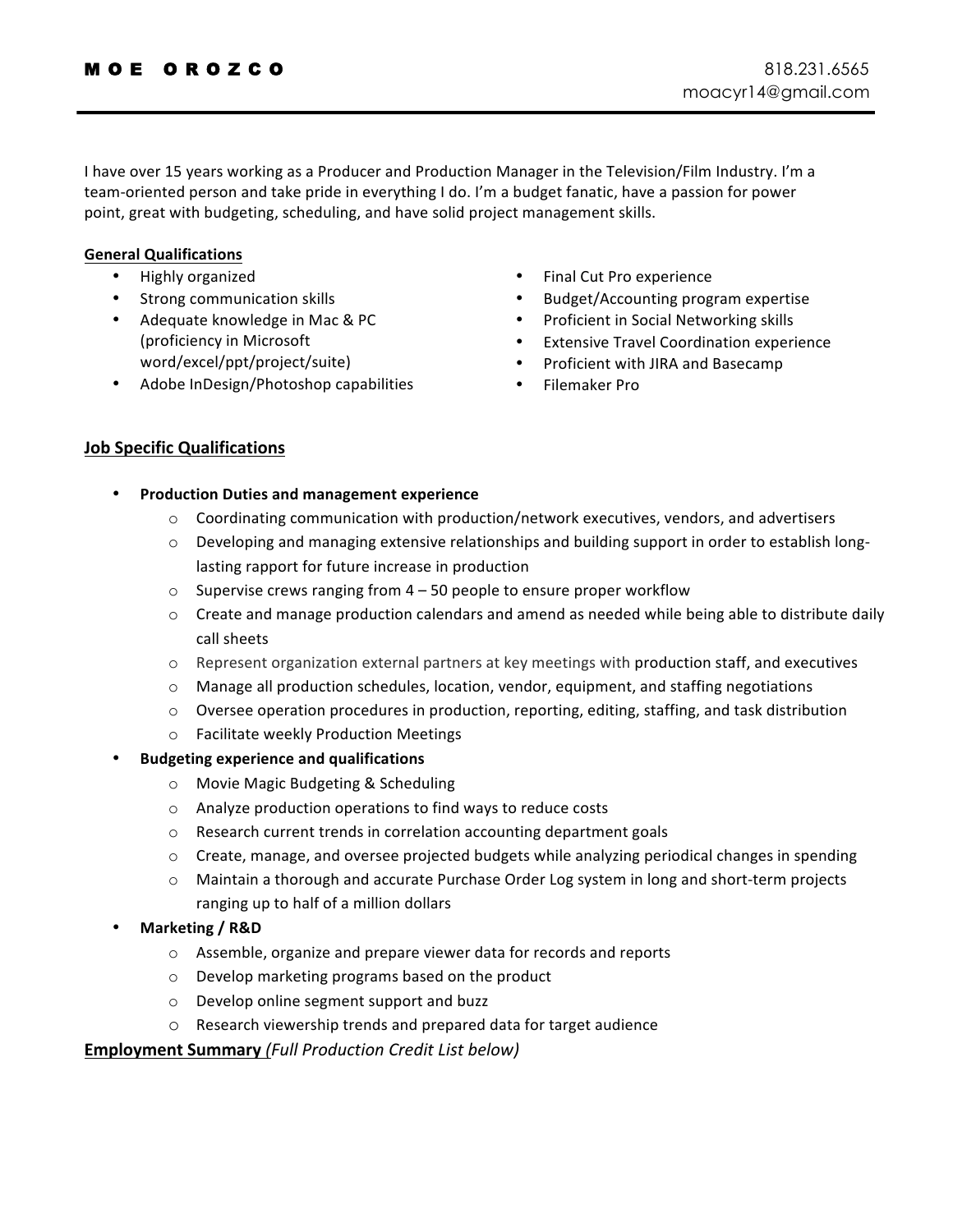# M O E   O R O Z C O

818.231.6565
moacyr14@gmail.com

I have over 15 years working as a Producer and Production Manager in the Television/Film Industry. I'm a team-oriented person and take pride in everything I do. I'm a budget fanatic, have a passion for power point, great with budgeting, scheduling, and have solid project management skills.

**General Qualifications**

- Highly organized
- Strong communication skills
- Adequate knowledge in Mac & PC (proficiency in Microsoft word/excel/ppt/project/suite)
- Adobe InDesign/Photoshop capabilities
- Final Cut Pro experience
- Budget/Accounting program expertise
- Proficient in Social Networking skills
- Extensive Travel Coordination experience
- Proficient with JIRA and Basecamp
- Filemaker Pro

## Job Specific Qualifications

- **Production Duties and management experience**
  - Coordinating communication with production/network executives, vendors, and advertisers
  - Developing and managing extensive relationships and building support in order to establish long-lasting rapport for future increase in production
  - Supervise crews ranging from 4 – 50 people to ensure proper workflow
  - Create and manage production calendars and amend as needed while being able to distribute daily call sheets
  - Represent organization external partners at key meetings with production staff, and executives
  - Manage all production schedules, location, vendor, equipment, and staffing negotiations
  - Oversee operation procedures in production, reporting, editing, staffing, and task distribution
  - Facilitate weekly Production Meetings
- **Budgeting experience and qualifications**
  - Movie Magic Budgeting & Scheduling
  - Analyze production operations to find ways to reduce costs
  - Research current trends in correlation accounting department goals
  - Create, manage, and oversee projected budgets while analyzing periodical changes in spending
  - Maintain a thorough and accurate Purchase Order Log system in long and short-term projects ranging up to half of a million dollars
- **Marketing / R&D**
  - Assemble, organize and prepare viewer data for records and reports
  - Develop marketing programs based on the product
  - Develop online segment support and buzz
  - Research viewership trends and prepared data for target audience

## Employment Summary *(Full Production Credit List below)*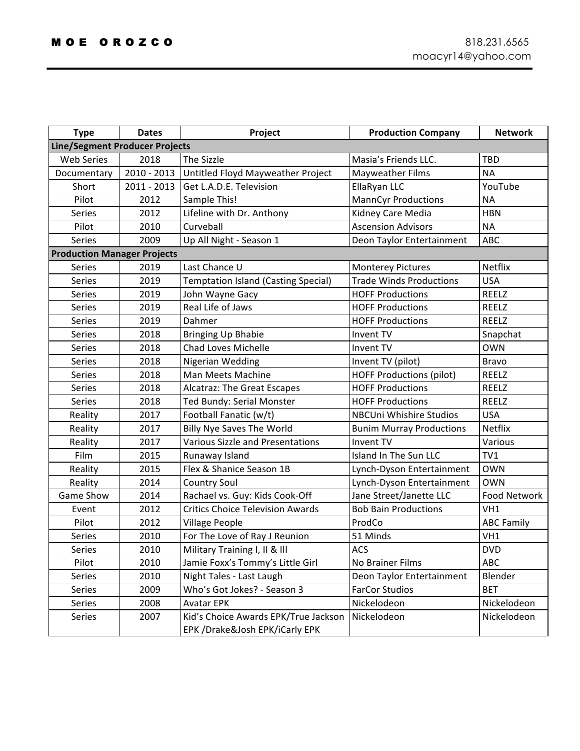**M O E   O R O Z C O**

818.231.6565
moacyr14@yahoo.com

| Type | Dates | Project | Production Company | Network |
|---|---|---|---|---|
| **Line/Segment Producer Projects** | | | | |
| Web Series | 2018 | The Sizzle | Masia's Friends LLC. | TBD |
| Documentary | 2010 - 2013 | Untitled Floyd Mayweather Project | Mayweather Films | NA |
| Short | 2011 - 2013 | Get L.A.D.E. Television | EllaRyan LLC | YouTube |
| Pilot | 2012 | Sample This! | MannCyr Productions | NA |
| Series | 2012 | Lifeline with Dr. Anthony | Kidney Care Media | HBN |
| Pilot | 2010 | Curveball | Ascension Advisors | NA |
| Series | 2009 | Up All Night - Season 1 | Deon Taylor Entertainment | ABC |
| **Production Manager Projects** | | | | |
| Series | 2019 | Last Chance U | Monterey Pictures | Netflix |
| Series | 2019 | Temptation Island (Casting Special) | Trade Winds Productions | USA |
| Series | 2019 | John Wayne Gacy | HOFF Productions | REELZ |
| Series | 2019 | Real Life of Jaws | HOFF Productions | REELZ |
| Series | 2019 | Dahmer | HOFF Productions | REELZ |
| Series | 2018 | Bringing Up Bhabie | Invent TV | Snapchat |
| Series | 2018 | Chad Loves Michelle | Invent TV | OWN |
| Series | 2018 | Nigerian Wedding | Invent TV (pilot) | Bravo |
| Series | 2018 | Man Meets Machine | HOFF Productions (pilot) | REELZ |
| Series | 2018 | Alcatraz: The Great Escapes | HOFF Productions | REELZ |
| Series | 2018 | Ted Bundy: Serial Monster | HOFF Productions | REELZ |
| Reality | 2017 | Football Fanatic (w/t) | NBCUni Whishire Studios | USA |
| Reality | 2017 | Billy Nye Saves The World | Bunim Murray Productions | Netflix |
| Reality | 2017 | Various Sizzle and Presentations | Invent TV | Various |
| Film | 2015 | Runaway Island | Island In The Sun LLC | TV1 |
| Reality | 2015 | Flex & Shanice Season 1B | Lynch-Dyson Entertainment | OWN |
| Reality | 2014 | Country Soul | Lynch-Dyson Entertainment | OWN |
| Game Show | 2014 | Rachael vs. Guy: Kids Cook-Off | Jane Street/Janette LLC | Food Network |
| Event | 2012 | Critics Choice Television Awards | Bob Bain Productions | VH1 |
| Pilot | 2012 | Village People | ProdCo | ABC Family |
| Series | 2010 | For The Love of Ray J Reunion | 51 Minds | VH1 |
| Series | 2010 | Military Training I, II & III | ACS | DVD |
| Pilot | 2010 | Jamie Foxx's Tommy's Little Girl | No Brainer Films | ABC |
| Series | 2010 | Night Tales - Last Laugh | Deon Taylor Entertainment | Blender |
| Series | 2009 | Who's Got Jokes? - Season 3 | FarCor Studios | BET |
| Series | 2008 | Avatar EPK | Nickelodeon | Nickelodeon |
| Series | 2007 | Kid's Choice Awards EPK/True Jackson EPK /Drake&Josh EPK/iCarly EPK | Nickelodeon | Nickelodeon |